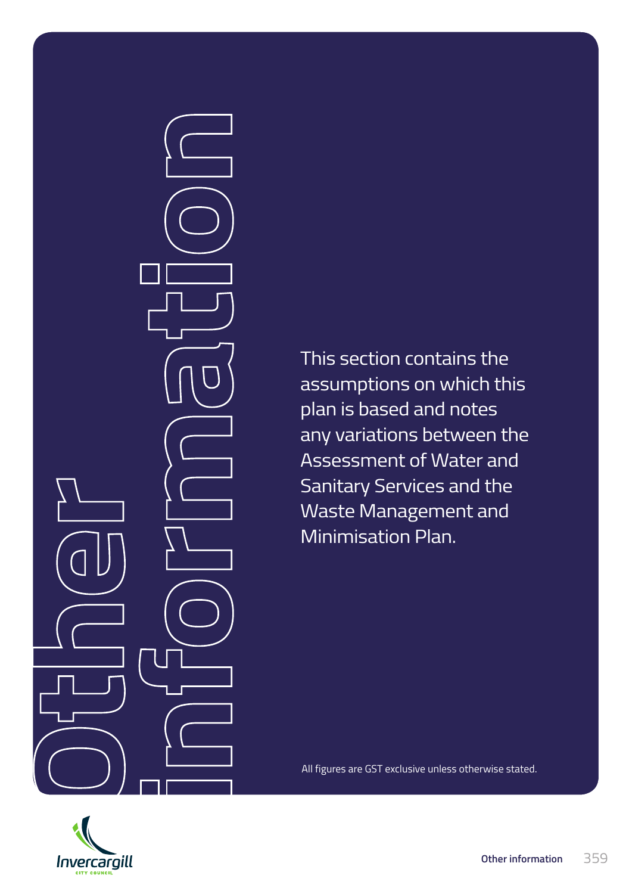# Other information

This section contains the assumptions on which this plan is based and notes any variations between the Assessment of Water and Sanitary Services and the Waste Management and Minimisation Plan.

All figures are GST exclusive unless otherwise stated.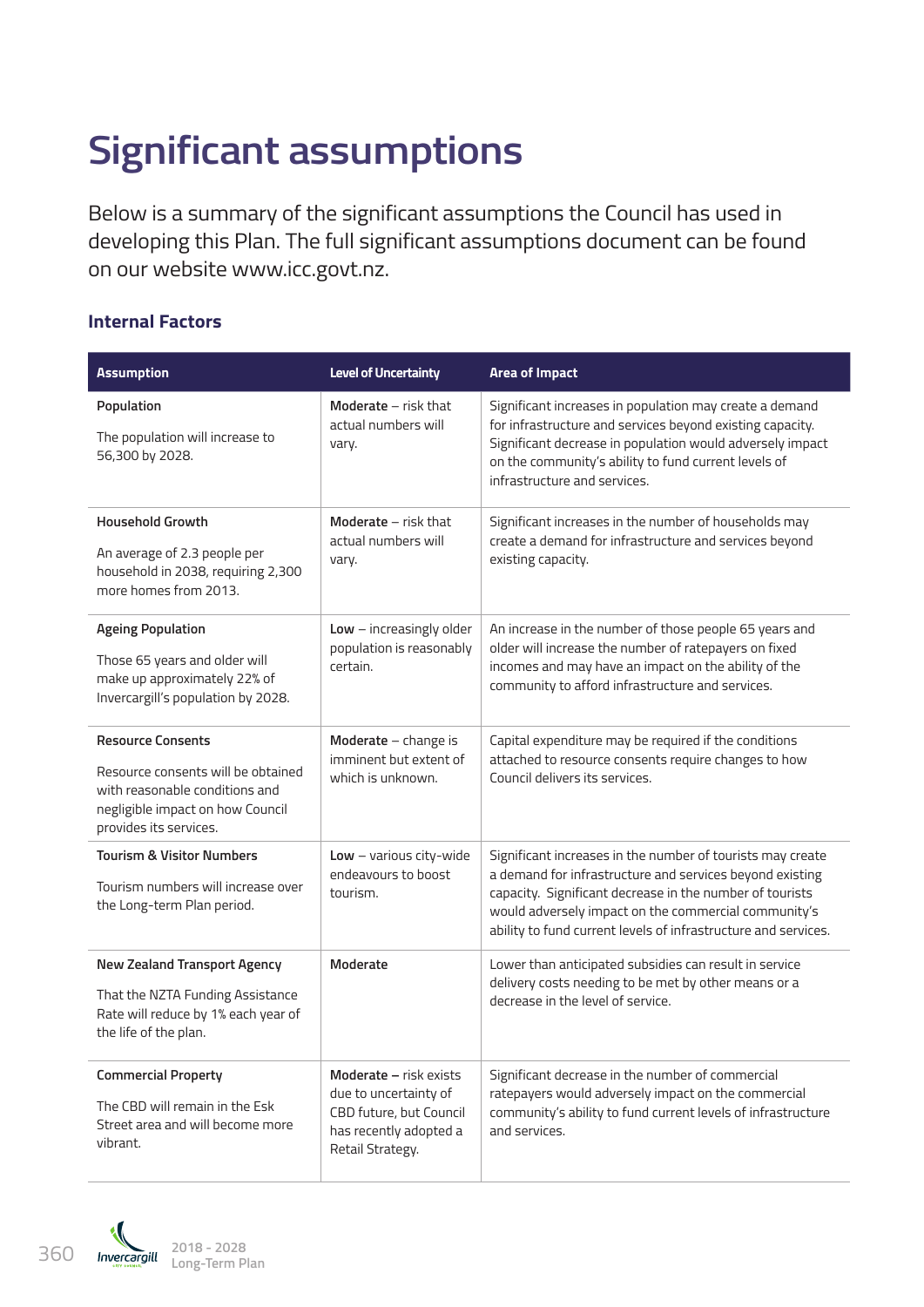# Significant assumptions

Below is a summary of the significant assumptions the Council has used in developing this Plan. The full significant assumptions document can be found on our website www.icc.govt.nz.

### Internal Factors

| Assumption | Level of Uncertainty | Area of Impact |
|---|---|---|
| **Population**<br><br>The population will increase to 56,300 by 2028. | **Moderate** – risk that actual numbers will vary. | Significant increases in population may create a demand for infrastructure and services beyond existing capacity. Significant decrease in population would adversely impact on the community's ability to fund current levels of infrastructure and services. |
| **Household Growth**<br><br>An average of 2.3 people per household in 2038, requiring 2,300 more homes from 2013. | **Moderate** – risk that actual numbers will vary. | Significant increases in the number of households may create a demand for infrastructure and services beyond existing capacity. |
| **Ageing Population**<br><br>Those 65 years and older will make up approximately 22% of Invercargill's population by 2028. | **Low** – increasingly older population is reasonably certain. | An increase in the number of those people 65 years and older will increase the number of ratepayers on fixed incomes and may have an impact on the ability of the community to afford infrastructure and services. |
| **Resource Consents**<br><br>Resource consents will be obtained with reasonable conditions and negligible impact on how Council provides its services. | **Moderate** – change is imminent but extent of which is unknown. | Capital expenditure may be required if the conditions attached to resource consents require changes to how Council delivers its services. |
| **Tourism & Visitor Numbers**<br><br>Tourism numbers will increase over the Long-term Plan period. | **Low** – various city-wide endeavours to boost tourism. | Significant increases in the number of tourists may create a demand for infrastructure and services beyond existing capacity. Significant decrease in the number of tourists would adversely impact on the commercial community's ability to fund current levels of infrastructure and services. |
| **New Zealand Transport Agency**<br><br>That the NZTA Funding Assistance Rate will reduce by 1% each year of the life of the plan. | **Moderate** | Lower than anticipated subsidies can result in service delivery costs needing to be met by other means or a decrease in the level of service. |
| **Commercial Property**<br><br>The CBD will remain in the Esk Street area and will become more vibrant. | **Moderate** – risk exists due to uncertainty of CBD future, but Council has recently adopted a Retail Strategy. | Significant decrease in the number of commercial ratepayers would adversely impact on the commercial community's ability to fund current levels of infrastructure and services. |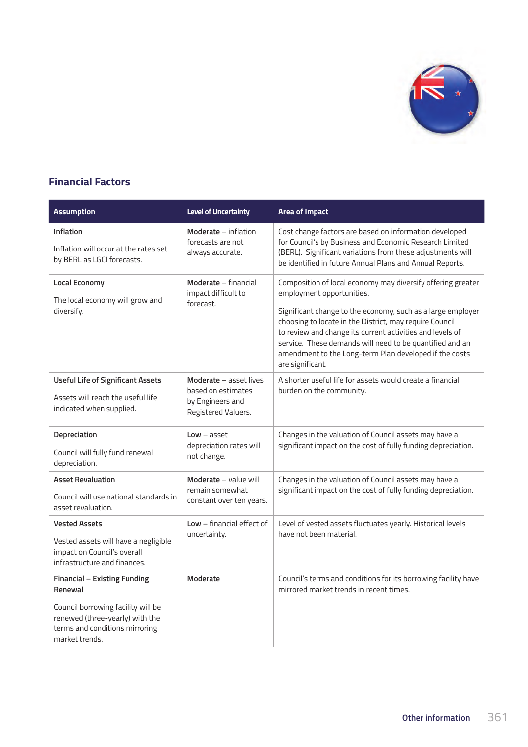## Financial Factors

| Assumption | Level of Uncertainty | Area of Impact |
|---|---|---|
| **Inflation**<br><br>Inflation will occur at the rates set by BERL as LGCI forecasts. | **Moderate** – inflation forecasts are not always accurate. | Cost change factors are based on information developed for Council's by Business and Economic Research Limited (BERL). Significant variations from these adjustments will be identified in future Annual Plans and Annual Reports. |
| **Local Economy**<br><br>The local economy will grow and diversify. | **Moderate** – financial impact difficult to forecast. | Composition of local economy may diversify offering greater employment opportunities.<br><br>Significant change to the economy, such as a large employer choosing to locate in the District, may require Council to review and change its current activities and levels of service. These demands will need to be quantified and an amendment to the Long-term Plan developed if the costs are significant. |
| **Useful Life of Significant Assets**<br><br>Assets will reach the useful life indicated when supplied. | **Moderate** – asset lives based on estimates by Engineers and Registered Valuers. | A shorter useful life for assets would create a financial burden on the community. |
| **Depreciation**<br><br>Council will fully fund renewal depreciation. | **Low** – asset depreciation rates will not change. | Changes in the valuation of Council assets may have a significant impact on the cost of fully funding depreciation. |
| **Asset Revaluation**<br><br>Council will use national standards in asset revaluation. | **Moderate** – value will remain somewhat constant over ten years. | Changes in the valuation of Council assets may have a significant impact on the cost of fully funding depreciation. |
| **Vested Assets**<br><br>Vested assets will have a negligible impact on Council's overall infrastructure and finances. | **Low –** financial effect of uncertainty. | Level of vested assets fluctuates yearly. Historical levels have not been material. |
| **Financial – Existing Funding Renewal**<br><br>Council borrowing facility will be renewed (three-yearly) with the terms and conditions mirroring market trends. | **Moderate** | Council's terms and conditions for its borrowing facility have mirrored market trends in recent times. |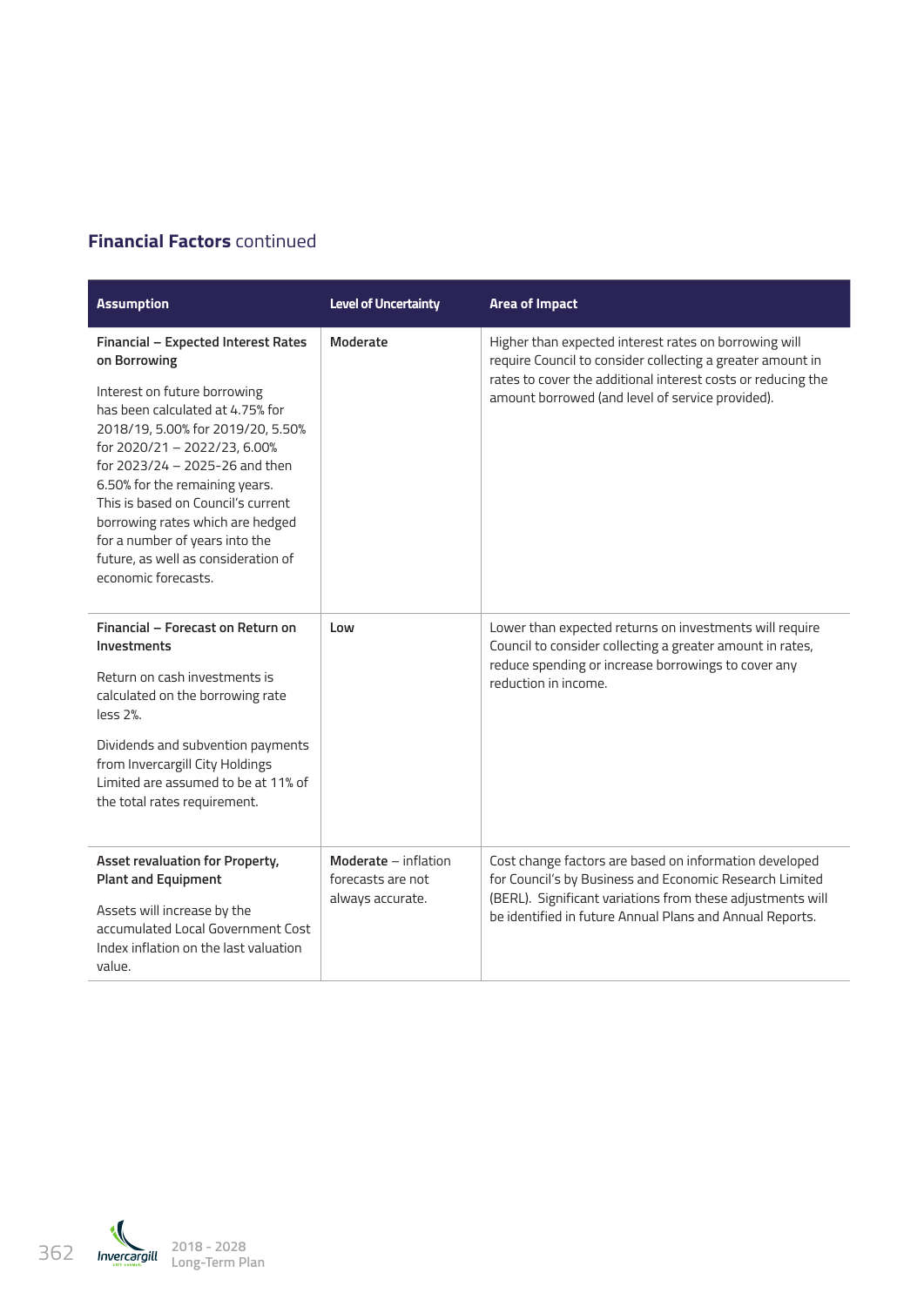## **Financial Factors** continued

| Assumption | Level of Uncertainty | Area of Impact |
|---|---|---|
| **Financial – Expected Interest Rates on Borrowing**<br><br>Interest on future borrowing has been calculated at 4.75% for 2018/19, 5.00% for 2019/20, 5.50% for 2020/21 – 2022/23, 6.00% for 2023/24 – 2025-26 and then 6.50% for the remaining years. This is based on Council's current borrowing rates which are hedged for a number of years into the future, as well as consideration of economic forecasts. | **Moderate** | Higher than expected interest rates on borrowing will require Council to consider collecting a greater amount in rates to cover the additional interest costs or reducing the amount borrowed (and level of service provided). |
| **Financial – Forecast on Return on Investments**<br><br>Return on cash investments is calculated on the borrowing rate less 2%.<br><br>Dividends and subvention payments from Invercargill City Holdings Limited are assumed to be at 11% of the total rates requirement. | **Low** | Lower than expected returns on investments will require Council to consider collecting a greater amount in rates, reduce spending or increase borrowings to cover any reduction in income. |
| **Asset revaluation for Property, Plant and Equipment**<br><br>Assets will increase by the accumulated Local Government Cost Index inflation on the last valuation value. | **Moderate** – inflation forecasts are not always accurate. | Cost change factors are based on information developed for Council's by Business and Economic Research Limited (BERL). Significant variations from these adjustments will be identified in future Annual Plans and Annual Reports. |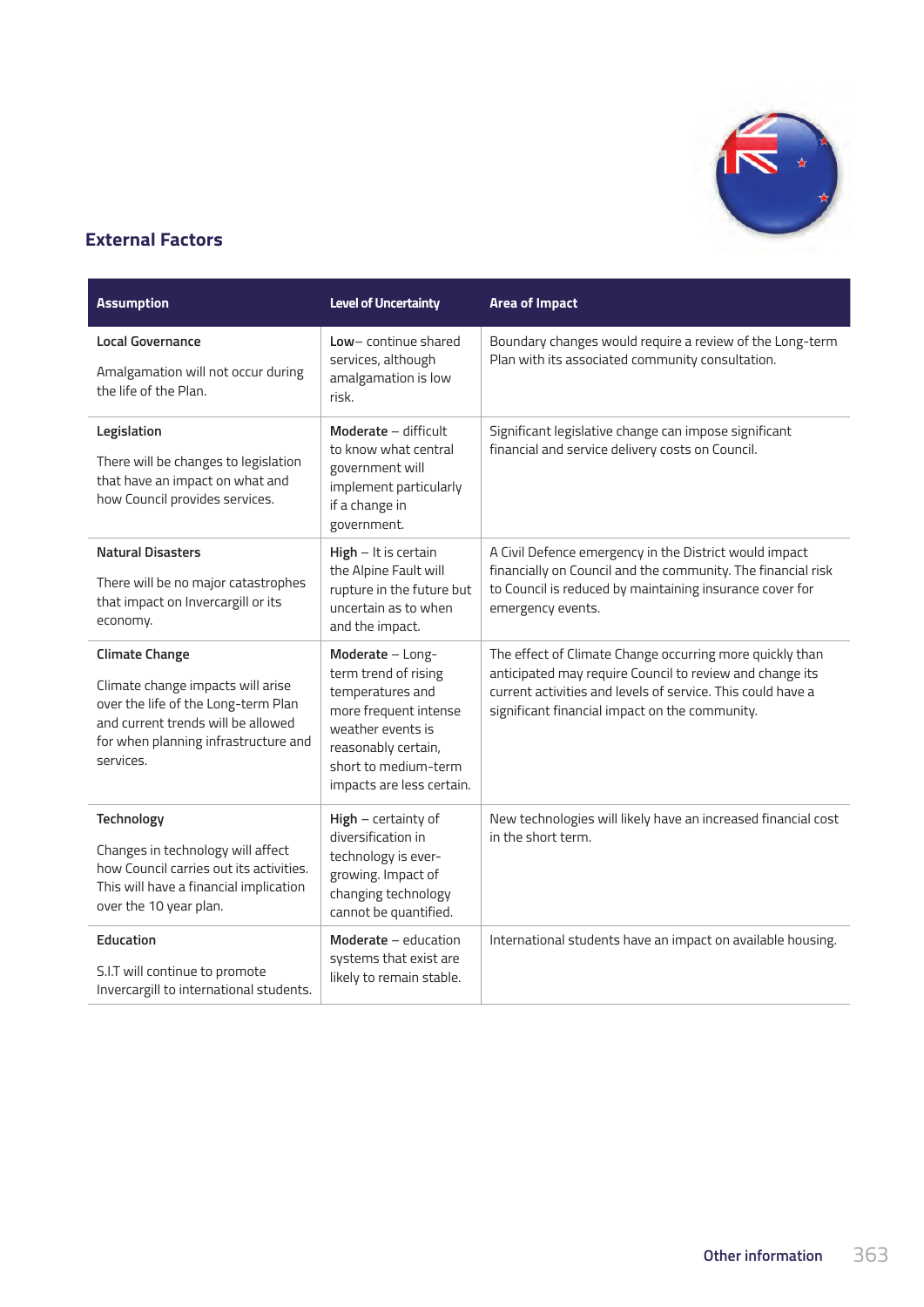## External Factors

| Assumption | Level of Uncertainty | Area of Impact |
|---|---|---|
| **Local Governance**<br><br>Amalgamation will not occur during the life of the Plan. | **Low**– continue shared services, although amalgamation is low risk. | Boundary changes would require a review of the Long-term Plan with its associated community consultation. |
| **Legislation**<br><br>There will be changes to legislation that have an impact on what and how Council provides services. | **Moderate** – difficult to know what central government will implement particularly if a change in government. | Significant legislative change can impose significant financial and service delivery costs on Council. |
| **Natural Disasters**<br><br>There will be no major catastrophes that impact on Invercargill or its economy. | **High** – It is certain the Alpine Fault will rupture in the future but uncertain as to when and the impact. | A Civil Defence emergency in the District would impact financially on Council and the community. The financial risk to Council is reduced by maintaining insurance cover for emergency events. |
| **Climate Change**<br><br>Climate change impacts will arise over the life of the Long-term Plan and current trends will be allowed for when planning infrastructure and services. | **Moderate** – Long-term trend of rising temperatures and more frequent intense weather events is reasonably certain, short to medium-term impacts are less certain. | The effect of Climate Change occurring more quickly than anticipated may require Council to review and change its current activities and levels of service. This could have a significant financial impact on the community. |
| **Technology**<br><br>Changes in technology will affect how Council carries out its activities. This will have a financial implication over the 10 year plan. | **High** – certainty of diversification in technology is ever-growing. Impact of changing technology cannot be quantified. | New technologies will likely have an increased financial cost in the short term. |
| **Education**<br><br>S.I.T will continue to promote Invercargill to international students. | **Moderate** – education systems that exist are likely to remain stable. | International students have an impact on available housing. |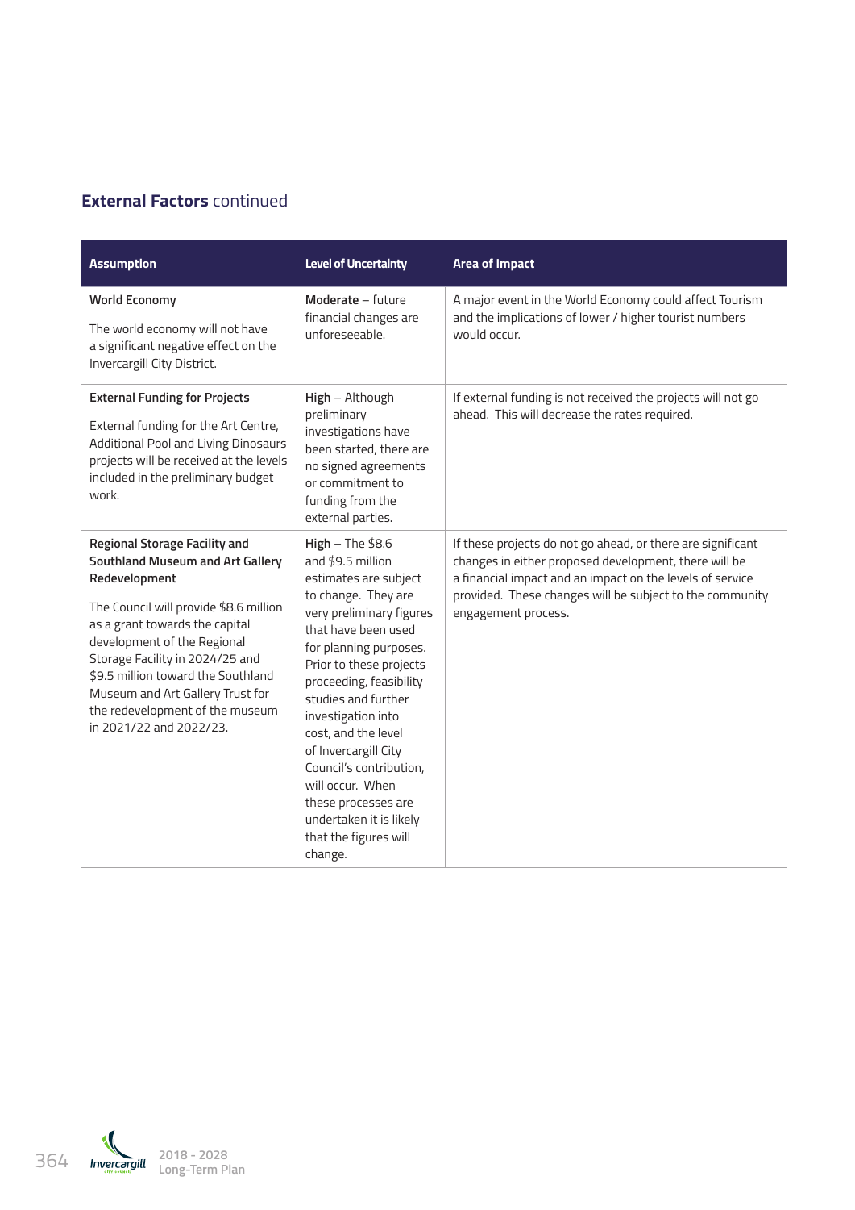## **External Factors** continued

| Assumption | Level of Uncertainty | Area of Impact |
|---|---|---|
| **World Economy**<br><br>The world economy will not have a significant negative effect on the Invercargill City District. | **Moderate** – future financial changes are unforeseeable. | A major event in the World Economy could affect Tourism and the implications of lower / higher tourist numbers would occur. |
| **External Funding for Projects**<br><br>External funding for the Art Centre, Additional Pool and Living Dinosaurs projects will be received at the levels included in the preliminary budget work. | **High** – Although preliminary investigations have been started, there are no signed agreements or commitment to funding from the external parties. | If external funding is not received the projects will not go ahead. This will decrease the rates required. |
| **Regional Storage Facility and Southland Museum and Art Gallery Redevelopment**<br><br>The Council will provide $8.6 million as a grant towards the capital development of the Regional Storage Facility in 2024/25 and $9.5 million toward the Southland Museum and Art Gallery Trust for the redevelopment of the museum in 2021/22 and 2022/23. | **High** – The $8.6 and $9.5 million estimates are subject to change. They are very preliminary figures that have been used for planning purposes. Prior to these projects proceeding, feasibility studies and further investigation into cost, and the level of Invercargill City Council's contribution, will occur. When these processes are undertaken it is likely that the figures will change. | If these projects do not go ahead, or there are significant changes in either proposed development, there will be a financial impact and an impact on the levels of service provided. These changes will be subject to the community engagement process. |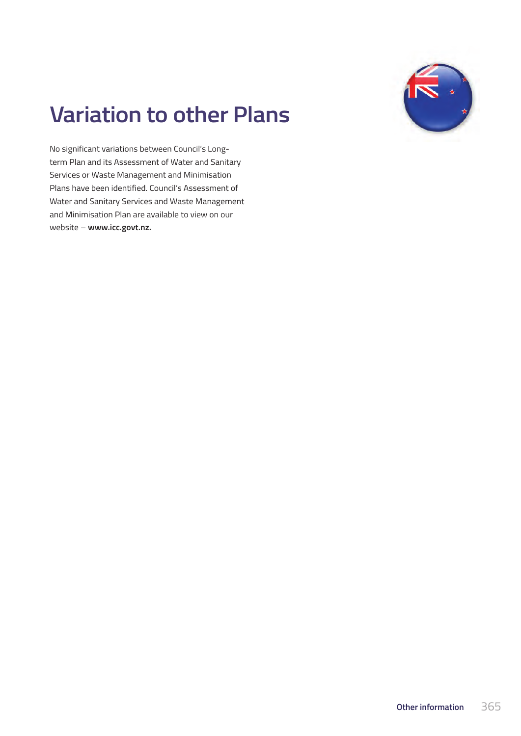# Variation to other Plans

No significant variations between Council's Long-term Plan and its Assessment of Water and Sanitary Services or Waste Management and Minimisation Plans have been identified. Council's Assessment of Water and Sanitary Services and Waste Management and Minimisation Plan are available to view on our website – **www.icc.govt.nz.**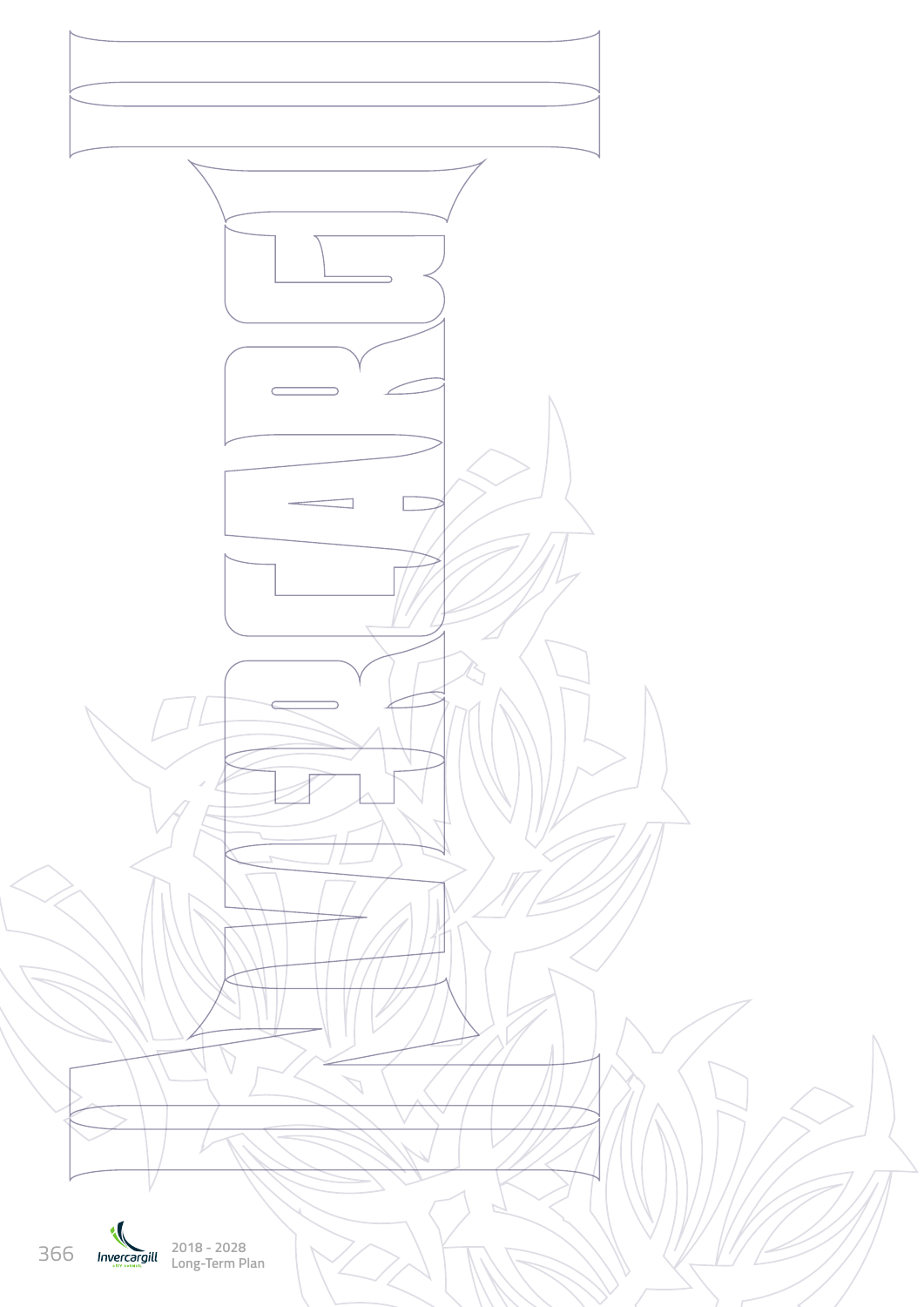INVERCARGILL